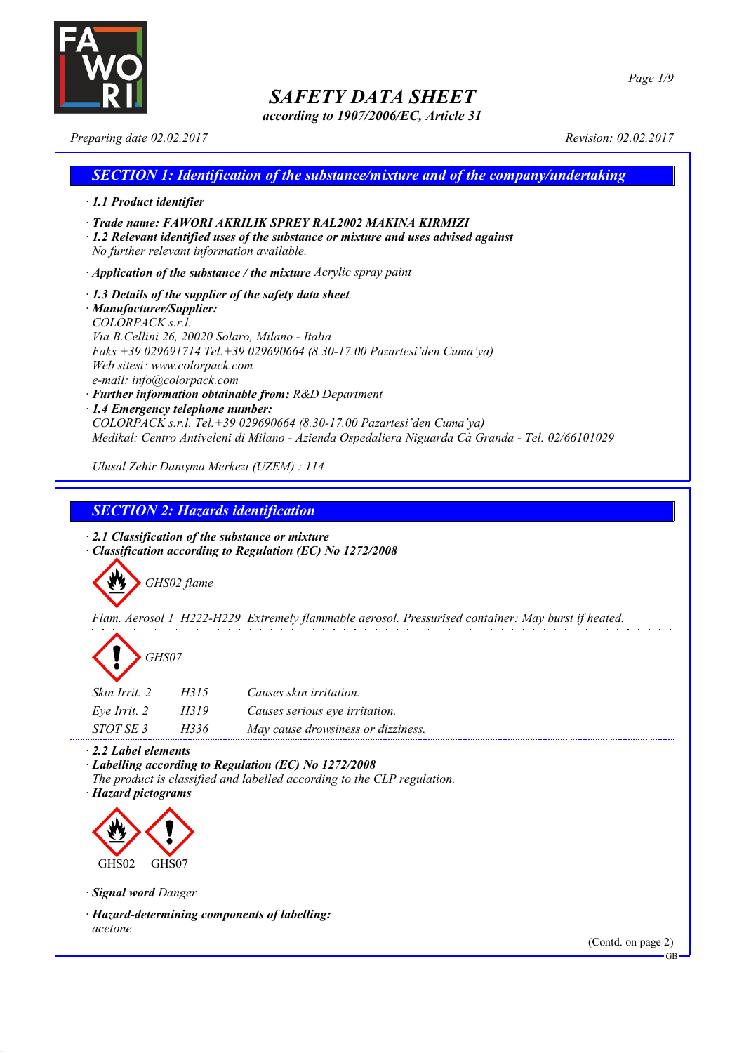# SAFETY DATA SHEET

*according to 1907/2006/EC, Article 31*

*Preparing date 02.02.2017* *Revision: 02.02.2017*

## SECTION 1: Identification of the substance/mixture and of the company/undertaking

· **1.1 Product identifier**

· **Trade name: FAWORI AKRILIK SPREY RAL2002 MAKINA KIRMIZI**

· **1.2 Relevant identified uses of the substance or mixture and uses advised against**
No further relevant information available.

· **Application of the substance / the mixture** Acrylic spray paint

· **1.3 Details of the supplier of the safety data sheet**

· **Manufacturer/Supplier:**
COLORPACK s.r.l.
Via B.Cellini 26, 20020 Solaro, Milano - Italia
Faks +39 029691714 Tel.+39 029690664 (8.30-17.00 Pazartesi'den Cuma'ya)
Web sitesi: www.colorpack.com
e-mail: info@colorpack.com

· **Further information obtainable from:** R&D Department

· **1.4 Emergency telephone number:**
COLORPACK s.r.l. Tel.+39 029690664 (8.30-17.00 Pazartesi'den Cuma'ya)
Medikal: Centro Antiveleni di Milano - Azienda Ospedaliera Niguarda Cà Granda - Tel. 02/66101029

Ulusal Zehir Danışma Merkezi (UZEM) : 114

## SECTION 2: Hazards identification

· **2.1 Classification of the substance or mixture**

· **Classification according to Regulation (EC) No 1272/2008**

GHS02 flame

Flam. Aerosol 1 H222-H229 Extremely flammable aerosol. Pressurised container: May burst if heated.

GHS07

| | | |
|---|---|---|
| Skin Irrit. 2 | H315 | Causes skin irritation. |
| Eye Irrit. 2 | H319 | Causes serious eye irritation. |
| STOT SE 3 | H336 | May cause drowsiness or dizziness. |

· **2.2 Label elements**

· **Labelling according to Regulation (EC) No 1272/2008**
The product is classified and labelled according to the CLP regulation.

· **Hazard pictograms**

GHS02 GHS07

· **Signal word** Danger

· **Hazard-determining components of labelling:**
acetone

(Contd. on page 2)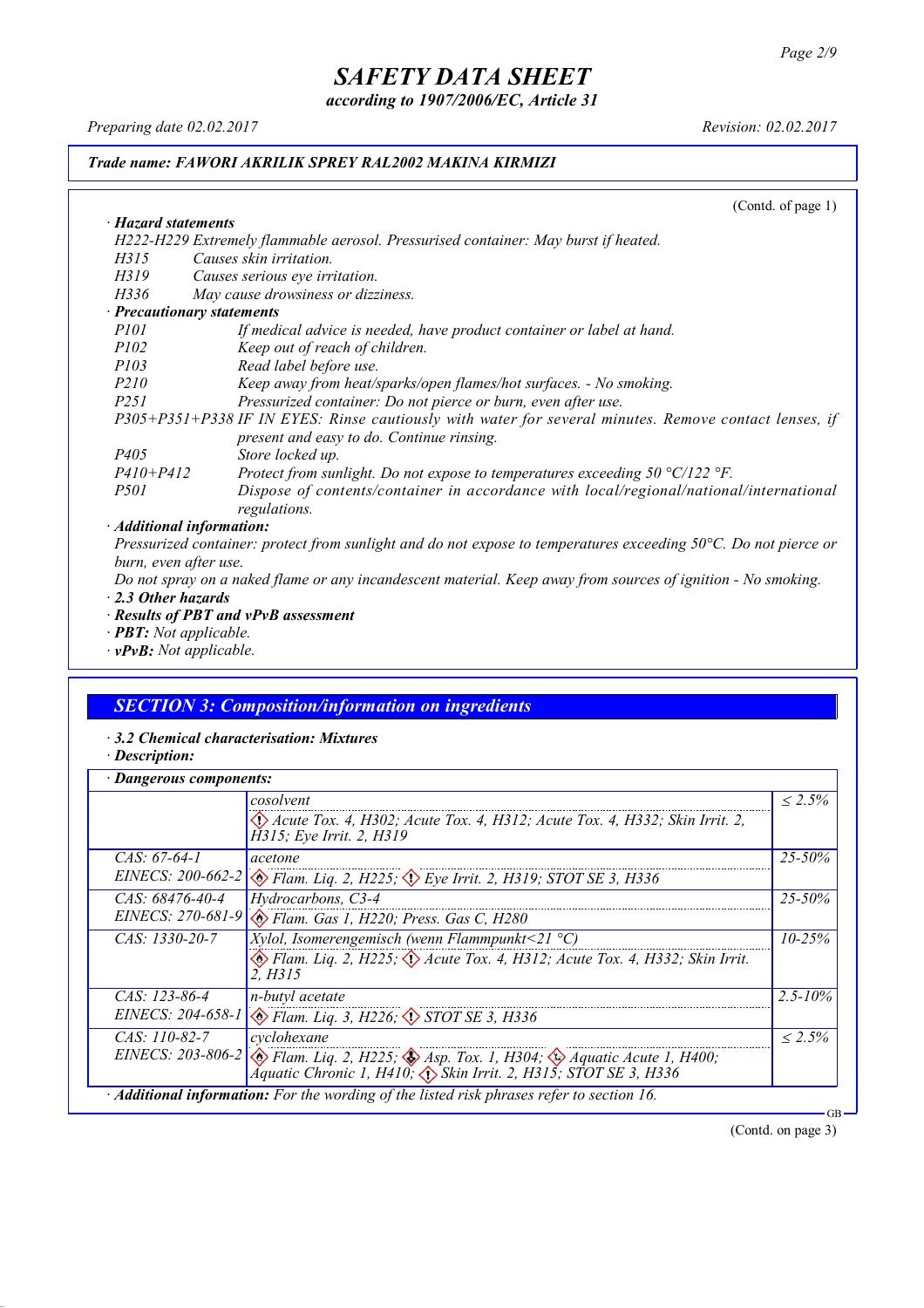## SAFETY DATA SHEET

*according to 1907/2006/EC, Article 31*

*Preparing date 02.02.2017* *Revision: 02.02.2017*

***Trade name: FAWORI AKRILIK SPREY RAL2002 MAKINA KIRMIZI***

(Contd. of page 1)

· ***Hazard statements***

H222-H229 Extremely flammable aerosol. Pressurised container: May burst if heated.
H315 Causes skin irritation.
H319 Causes serious eye irritation.
H336 May cause drowsiness or dizziness.

· ***Precautionary statements***

P101 If medical advice is needed, have product container or label at hand.
P102 Keep out of reach of children.
P103 Read label before use.
P210 Keep away from heat/sparks/open flames/hot surfaces. - No smoking.
P251 Pressurized container: Do not pierce or burn, even after use.
P305+P351+P338 IF IN EYES: Rinse cautiously with water for several minutes. Remove contact lenses, if present and easy to do. Continue rinsing.
P405 Store locked up.
P410+P412 Protect from sunlight. Do not expose to temperatures exceeding 50 °C/122 °F.
P501 Dispose of contents/container in accordance with local/regional/national/international regulations.

· ***Additional information:***

Pressurized container: protect from sunlight and do not expose to temperatures exceeding 50°C. Do not pierce or burn, even after use.
Do not spray on a naked flame or any incandescent material. Keep away from sources of ignition - No smoking.

· ***2.3 Other hazards***

· ***Results of PBT and vPvB assessment***

· ***PBT:*** Not applicable.

· ***vPvB:*** Not applicable.

## SECTION 3: Composition/information on ingredients

· ***3.2 Chemical characterisation: Mixtures***

· ***Description:***

· ***Dangerous components:***

| | | |
|---|---|---|
| | cosolvent<br>Acute Tox. 4, H302; Acute Tox. 4, H312; Acute Tox. 4, H332; Skin Irrit. 2, H315; Eye Irrit. 2, H319 | ≤ 2.5% |
| CAS: 67-64-1<br>EINECS: 200-662-2 | acetone<br>Flam. Liq. 2, H225; Eye Irrit. 2, H319; STOT SE 3, H336 | 25-50% |
| CAS: 68476-40-4<br>EINECS: 270-681-9 | Hydrocarbons, C3-4<br>Flam. Gas 1, H220; Press. Gas C, H280 | 25-50% |
| CAS: 1330-20-7 | Xylol, Isomerengemisch (wenn Flammpunkt<21 °C)<br>Flam. Liq. 2, H225; Acute Tox. 4, H312; Acute Tox. 4, H332; Skin Irrit. 2, H315 | 10-25% |
| CAS: 123-86-4<br>EINECS: 204-658-1 | n-butyl acetate<br>Flam. Liq. 3, H226; STOT SE 3, H336 | 2.5-10% |
| CAS: 110-82-7<br>EINECS: 203-806-2 | cyclohexane<br>Flam. Liq. 2, H225; Asp. Tox. 1, H304; Aquatic Acute 1, H400; Aquatic Chronic 1, H410; Skin Irrit. 2, H315; STOT SE 3, H336 | ≤ 2.5% |

· ***Additional information:*** For the wording of the listed risk phrases refer to section 16.

(Contd. on page 3)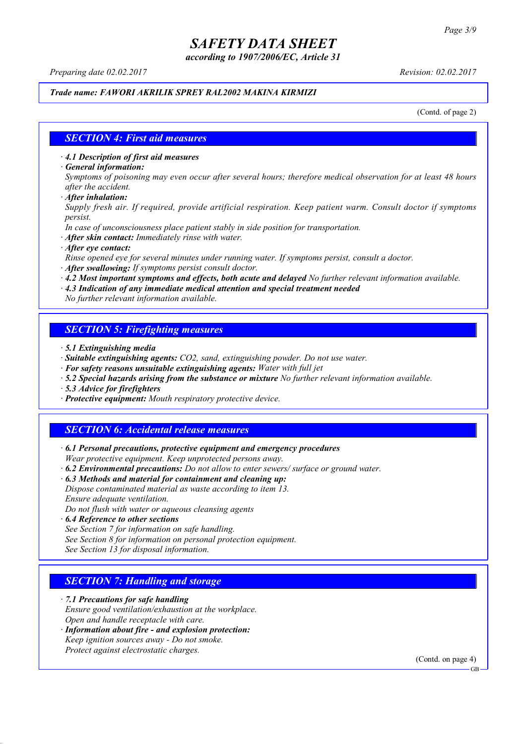**Trade name: FAWORI AKRILIK SPREY RAL2002 MAKINA KIRMIZI**

(Contd. of page 2)

## SECTION 4: First aid measures

· **4.1 Description of first aid measures**
· **General information:**
Symptoms of poisoning may even occur after several hours; therefore medical observation for at least 48 hours after the accident.
· **After inhalation:**
Supply fresh air. If required, provide artificial respiration. Keep patient warm. Consult doctor if symptoms persist.
In case of unconsciousness place patient stably in side position for transportation.
· **After skin contact:** Immediately rinse with water.
· **After eye contact:**
Rinse opened eye for several minutes under running water. If symptoms persist, consult a doctor.
· **After swallowing:** If symptoms persist consult doctor.
· **4.2 Most important symptoms and effects, both acute and delayed** No further relevant information available.
· **4.3 Indication of any immediate medical attention and special treatment needed**
No further relevant information available.

## SECTION 5: Firefighting measures

· **5.1 Extinguishing media**
· **Suitable extinguishing agents:** $CO_2$, sand, extinguishing powder. Do not use water.
· **For safety reasons unsuitable extinguishing agents:** Water with full jet
· **5.2 Special hazards arising from the substance or mixture** No further relevant information available.
· **5.3 Advice for firefighters**
· **Protective equipment:** Mouth respiratory protective device.

## SECTION 6: Accidental release measures

· **6.1 Personal precautions, protective equipment and emergency procedures**
Wear protective equipment. Keep unprotected persons away.
· **6.2 Environmental precautions:** Do not allow to enter sewers/ surface or ground water.
· **6.3 Methods and material for containment and cleaning up:**
Dispose contaminated material as waste according to item 13.
Ensure adequate ventilation.
Do not flush with water or aqueous cleansing agents
· **6.4 Reference to other sections**
See Section 7 for information on safe handling.
See Section 8 for information on personal protection equipment.
See Section 13 for disposal information.

## SECTION 7: Handling and storage

· **7.1 Precautions for safe handling**
Ensure good ventilation/exhaustion at the workplace.
Open and handle receptacle with care.
· **Information about fire - and explosion protection:**
Keep ignition sources away - Do not smoke.
Protect against electrostatic charges.

(Contd. on page 4)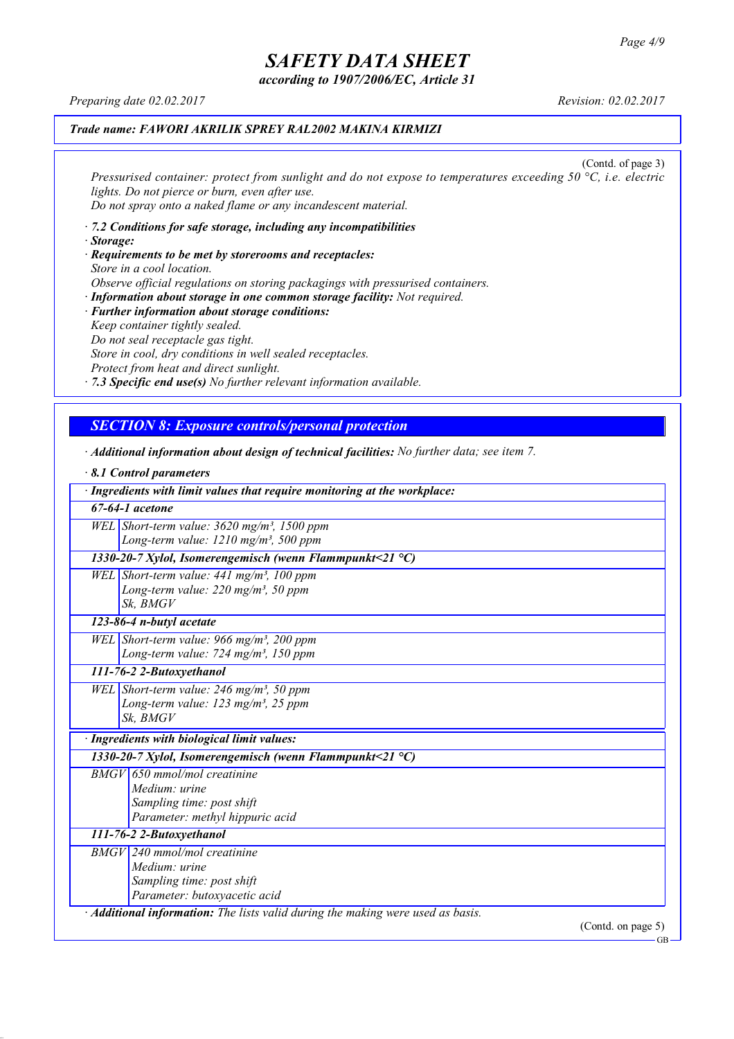(Contd. of page 3)

*Pressurised container: protect from sunlight and do not expose to temperatures exceeding 50 °C, i.e. electric lights. Do not pierce or burn, even after use.*
*Do not spray onto a naked flame or any incandescent material.*

· ***7.2 Conditions for safe storage, including any incompatibilities***
· ***Storage:***
· ***Requirements to be met by storerooms and receptacles:***
*Store in a cool location.*
*Observe official regulations on storing packagings with pressurised containers.*
· ***Information about storage in one common storage facility:*** *Not required.*
· ***Further information about storage conditions:***
*Keep container tightly sealed.*
*Do not seal receptacle gas tight.*
*Store in cool, dry conditions in well sealed receptacles.*
*Protect from heat and direct sunlight.*
· ***7.3 Specific end use(s)*** *No further relevant information available.*

## *SECTION 8: Exposure controls/personal protection*

· ***Additional information about design of technical facilities:*** *No further data; see item 7.*

· ***8.1 Control parameters***

| · ***Ingredients with limit values that require monitoring at the workplace:*** | |
|---|---|
| ***67-64-1 acetone*** | |
| *WEL* | *Short-term value: 3620 mg/m³, 1500 ppm*<br>*Long-term value: 1210 mg/m³, 500 ppm* |
| ***1330-20-7 Xylol, Isomerengemisch (wenn Flammpunkt<21 °C)*** | |
| *WEL* | *Short-term value: 441 mg/m³, 100 ppm*<br>*Long-term value: 220 mg/m³, 50 ppm*<br>*Sk, BMGV* |
| ***123-86-4 n-butyl acetate*** | |
| *WEL* | *Short-term value: 966 mg/m³, 200 ppm*<br>*Long-term value: 724 mg/m³, 150 ppm* |
| ***111-76-2 2-Butoxyethanol*** | |
| *WEL* | *Short-term value: 246 mg/m³, 50 ppm*<br>*Long-term value: 123 mg/m³, 25 ppm*<br>*Sk, BMGV* |

| · ***Ingredients with biological limit values:*** | |
|---|---|
| ***1330-20-7 Xylol, Isomerengemisch (wenn Flammpunkt<21 °C)*** | |
| *BMGV* | *650 mmol/mol creatinine*<br>*Medium: urine*<br>*Sampling time: post shift*<br>*Parameter: methyl hippuric acid* |
| ***111-76-2 2-Butoxyethanol*** | |
| *BMGV* | *240 mmol/mol creatinine*<br>*Medium: urine*<br>*Sampling time: post shift*<br>*Parameter: butoxyacetic acid* |

· ***Additional information:*** *The lists valid during the making were used as basis.*

(Contd. on page 5)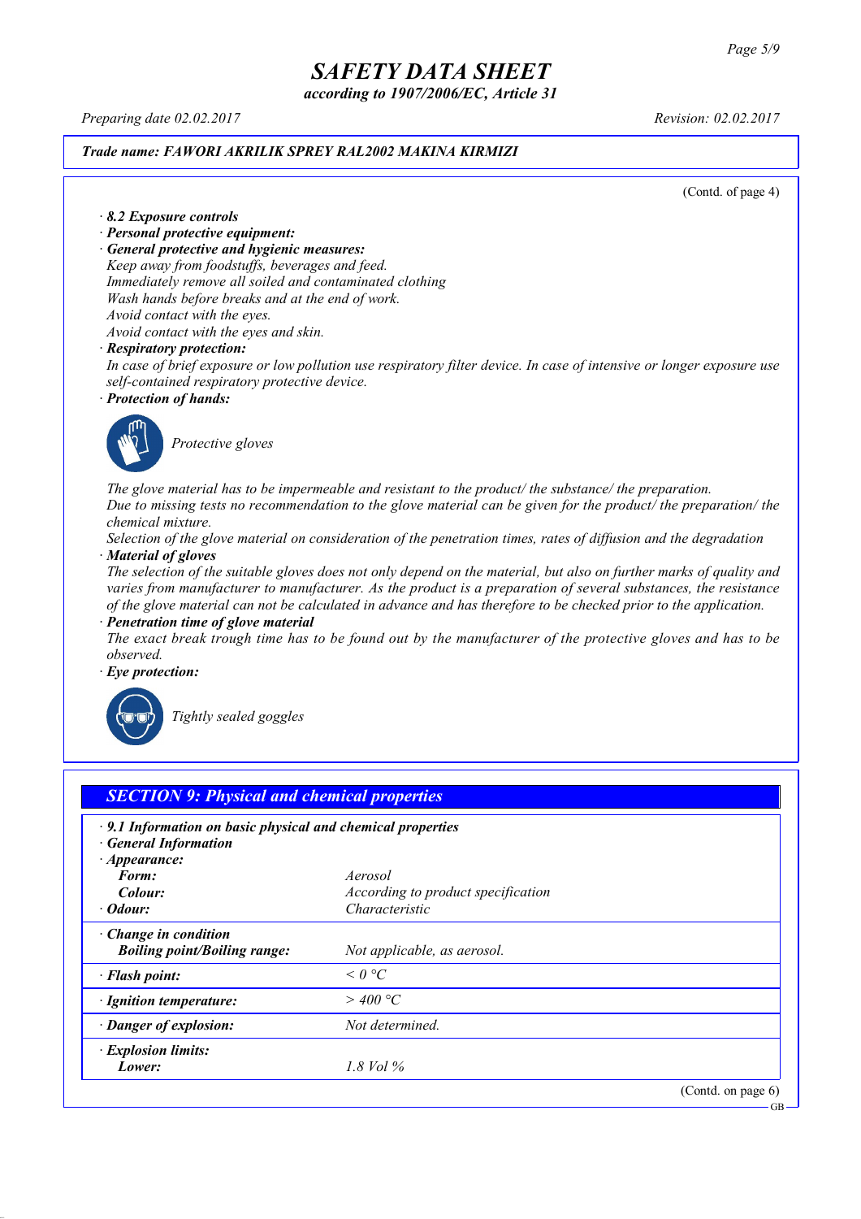**Trade name: FAWORI AKRILIK SPREY RAL2002 MAKINA KIRMIZI**

(Contd. of page 4)

· ***8.2 Exposure controls***

· ***Personal protective equipment:***

· ***General protective and hygienic measures:***

*Keep away from foodstuffs, beverages and feed.*
*Immediately remove all soiled and contaminated clothing*
*Wash hands before breaks and at the end of work.*
*Avoid contact with the eyes.*
*Avoid contact with the eyes and skin.*

· ***Respiratory protection:***

*In case of brief exposure or low pollution use respiratory filter device. In case of intensive or longer exposure use self-contained respiratory protective device.*

· ***Protection of hands:***

*Protective gloves*

*The glove material has to be impermeable and resistant to the product/ the substance/ the preparation.*
*Due to missing tests no recommendation to the glove material can be given for the product/ the preparation/ the chemical mixture.*
*Selection of the glove material on consideration of the penetration times, rates of diffusion and the degradation*

· ***Material of gloves***

*The selection of the suitable gloves does not only depend on the material, but also on further marks of quality and varies from manufacturer to manufacturer. As the product is a preparation of several substances, the resistance of the glove material can not be calculated in advance and has therefore to be checked prior to the application.*

· ***Penetration time of glove material***

*The exact break trough time has to be found out by the manufacturer of the protective gloves and has to be observed.*

· ***Eye protection:***

*Tightly sealed goggles*

## SECTION 9: Physical and chemical properties

| · ***9.1 Information on basic physical and chemical properties*** | |
|---|---|
| · ***General Information*** | |
| · ***Appearance:*** | |
| ***Form:*** | *Aerosol* |
| ***Colour:*** | *According to product specification* |
| · ***Odour:*** | *Characteristic* |
| · ***Change in condition*** | |
| ***Boiling point/Boiling range:*** | *Not applicable, as aerosol.* |
| · ***Flash point:*** | *< 0 °C* |
| · ***Ignition temperature:*** | *> 400 °C* |
| · ***Danger of explosion:*** | *Not determined.* |
| · ***Explosion limits:*** | |
| ***Lower:*** | *1.8 Vol %* |

(Contd. on page 6)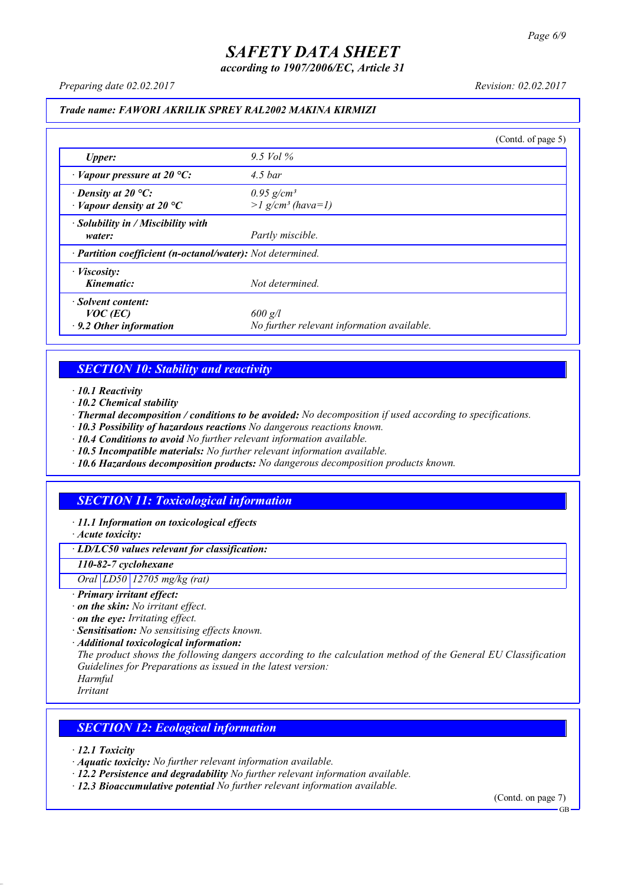*Trade name: FAWORI AKRILIK SPREY RAL2002 MAKINA KIRMIZI*

(Contd. of page 5)

| | |
|---|---|
| *Upper:* | *9.5 Vol %* |
| · *Vapour pressure at 20 °C:* | *4.5 bar* |
| · *Density at 20 °C:*<br>· *Vapour density at 20 °C* | *0.95 g/cm³*<br>*>1 g/cm³ (hava=1)* |
| · *Solubility in / Miscibility with water:* | *Partly miscible.* |
| · *Partition coefficient (n-octanol/water):* | *Not determined.* |
| · *Viscosity:*<br>*Kinematic:* | *Not determined.* |
| · *Solvent content:*<br>*VOC (EC)*<br>· *9.2 Other information* | <br>*600 g/l*<br>*No further relevant information available.* |

## *SECTION 10: Stability and reactivity*

· ***10.1 Reactivity***
· ***10.2 Chemical stability***
· ***Thermal decomposition / conditions to be avoided:*** *No decomposition if used according to specifications.*
· ***10.3 Possibility of hazardous reactions*** *No dangerous reactions known.*
· ***10.4 Conditions to avoid*** *No further relevant information available.*
· ***10.5 Incompatible materials:*** *No further relevant information available.*
· ***10.6 Hazardous decomposition products:*** *No dangerous decomposition products known.*

## *SECTION 11: Toxicological information*

· ***11.1 Information on toxicological effects***
· ***Acute toxicity:***

| · *LD/LC50 values relevant for classification:* | | |
|---|---|---|
| ***110-82-7 cyclohexane*** | | |
| *Oral* | *LD50* | *12705 mg/kg (rat)* |

· ***Primary irritant effect:***
· ***on the skin:*** *No irritant effect.*
· ***on the eye:*** *Irritating effect.*
· ***Sensitisation:*** *No sensitising effects known.*
· ***Additional toxicological information:***
*The product shows the following dangers according to the calculation method of the General EU Classification Guidelines for Preparations as issued in the latest version:*
*Harmful*
*Irritant*

## *SECTION 12: Ecological information*

· ***12.1 Toxicity***
· ***Aquatic toxicity:*** *No further relevant information available.*
· ***12.2 Persistence and degradability*** *No further relevant information available.*
· ***12.3 Bioaccumulative potential*** *No further relevant information available.*

(Contd. on page 7)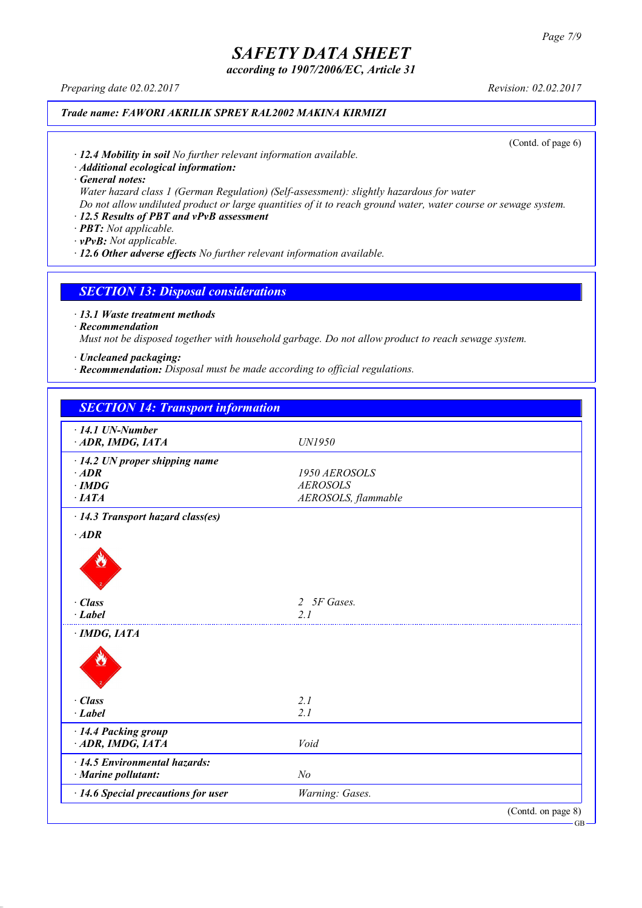**Trade name: FAWORI AKRILIK SPREY RAL2002 MAKINA KIRMIZI**

(Contd. of page 6)

· **12.4 Mobility in soil** No further relevant information available.
· **Additional ecological information:**
· **General notes:**
Water hazard class 1 (German Regulation) (Self-assessment): slightly hazardous for water
Do not allow undiluted product or large quantities of it to reach ground water, water course or sewage system.
· **12.5 Results of PBT and vPvB assessment**
· **PBT:** Not applicable.
· **vPvB:** Not applicable.
· **12.6 Other adverse effects** No further relevant information available.

## SECTION 13: Disposal considerations

· **13.1 Waste treatment methods**
· **Recommendation**
Must not be disposed together with household garbage. Do not allow product to reach sewage system.

· **Uncleaned packaging:**
· **Recommendation:** Disposal must be made according to official regulations.

## SECTION 14: Transport information

| | |
|---|---|
| · **14.1 UN-Number** | |
| · **ADR, IMDG, IATA** | UN1950 |
| · **14.2 UN proper shipping name** | |
| · **ADR** | 1950 AEROSOLS |
| · **IMDG** | AEROSOLS |
| · **IATA** | AEROSOLS, flammable |
| · **14.3 Transport hazard class(es)** | |
| · **ADR** | |
| · **Class** | 2 5F Gases. |
| · **Label** | 2.1 |
| · **IMDG, IATA** | |
| · **Class** | 2.1 |
| · **Label** | 2.1 |
| · **14.4 Packing group** | |
| · **ADR, IMDG, IATA** | Void |
| · **14.5 Environmental hazards:** | |
| · **Marine pollutant:** | No |
| · **14.6 Special precautions for user** | Warning: Gases. |

(Contd. on page 8)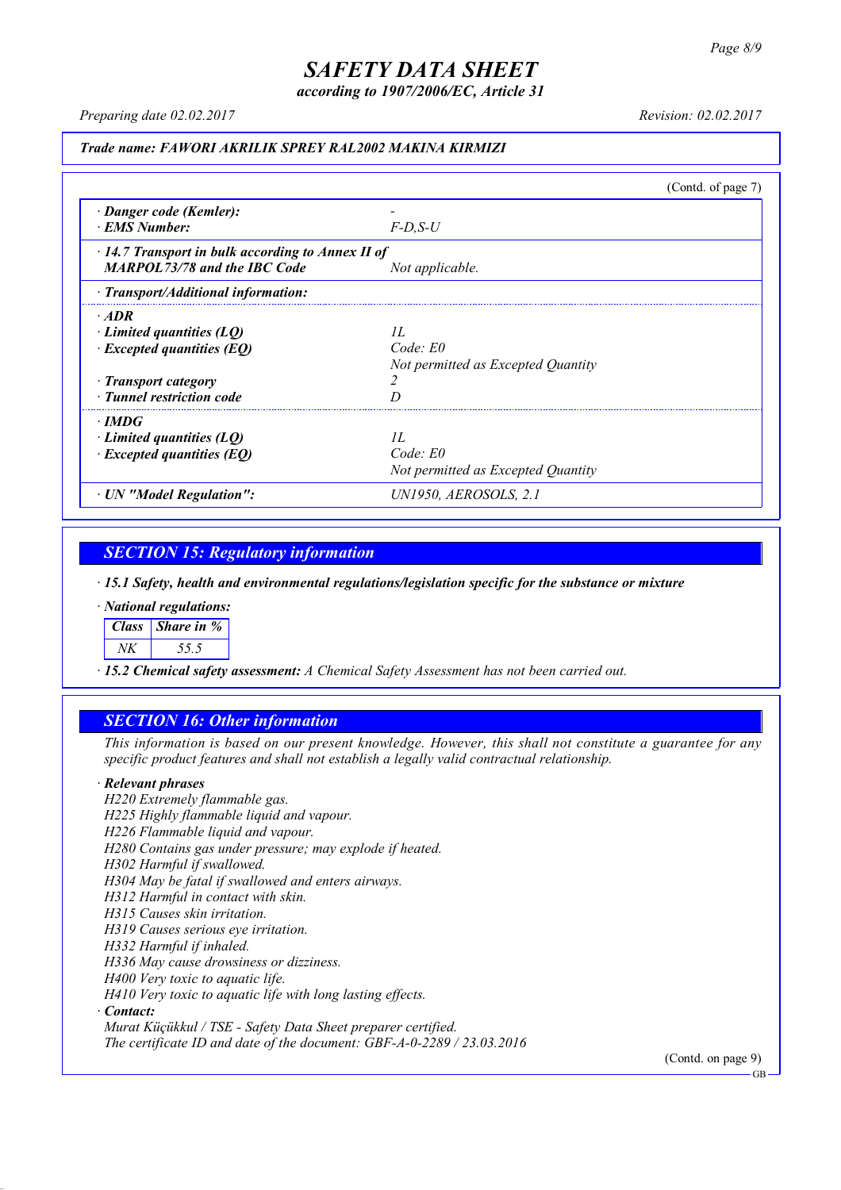# SAFETY DATA SHEET

*according to 1907/2006/EC, Article 31*

*Preparing date 02.02.2017* *Revision: 02.02.2017*

***Trade name: FAWORI AKRILIK SPREY RAL2002 MAKINA KIRMIZI***

(Contd. of page 7)

| | |
|---|---|
| · **Danger code (Kemler):** | - |
| · **EMS Number:** | F-D,S-U |
| · **14.7 Transport in bulk according to Annex II of MARPOL73/78 and the IBC Code** | Not applicable. |
| · **Transport/Additional information:** | |
| · **ADR** | |
| · **Limited quantities (LQ)** | 1L |
| · **Excepted quantities (EQ)** | Code: E0<br>Not permitted as Excepted Quantity |
| · **Transport category** | 2 |
| · **Tunnel restriction code** | D |
| · **IMDG** | |
| · **Limited quantities (LQ)** | 1L |
| · **Excepted quantities (EQ)** | Code: E0<br>Not permitted as Excepted Quantity |
| · **UN "Model Regulation":** | UN1950, AEROSOLS, 2.1 |

## SECTION 15: Regulatory information

· **15.1 Safety, health and environmental regulations/legislation specific for the substance or mixture**

· **National regulations:**

| Class | Share in % |
|---|---|
| NK | 55.5 |

· **15.2 Chemical safety assessment:** A Chemical Safety Assessment has not been carried out.

## SECTION 16: Other information

This information is based on our present knowledge. However, this shall not constitute a guarantee for any specific product features and shall not establish a legally valid contractual relationship.

· **Relevant phrases**

H220 Extremely flammable gas.
H225 Highly flammable liquid and vapour.
H226 Flammable liquid and vapour.
H280 Contains gas under pressure; may explode if heated.
H302 Harmful if swallowed.
H304 May be fatal if swallowed and enters airways.
H312 Harmful in contact with skin.
H315 Causes skin irritation.
H319 Causes serious eye irritation.
H332 Harmful if inhaled.
H336 May cause drowsiness or dizziness.
H400 Very toxic to aquatic life.
H410 Very toxic to aquatic life with long lasting effects.

· **Contact:**

Murat Küçükkul / TSE - Safety Data Sheet preparer certified.
The certificate ID and date of the document: GBF-A-0-2289 / 23.03.2016

(Contd. on page 9)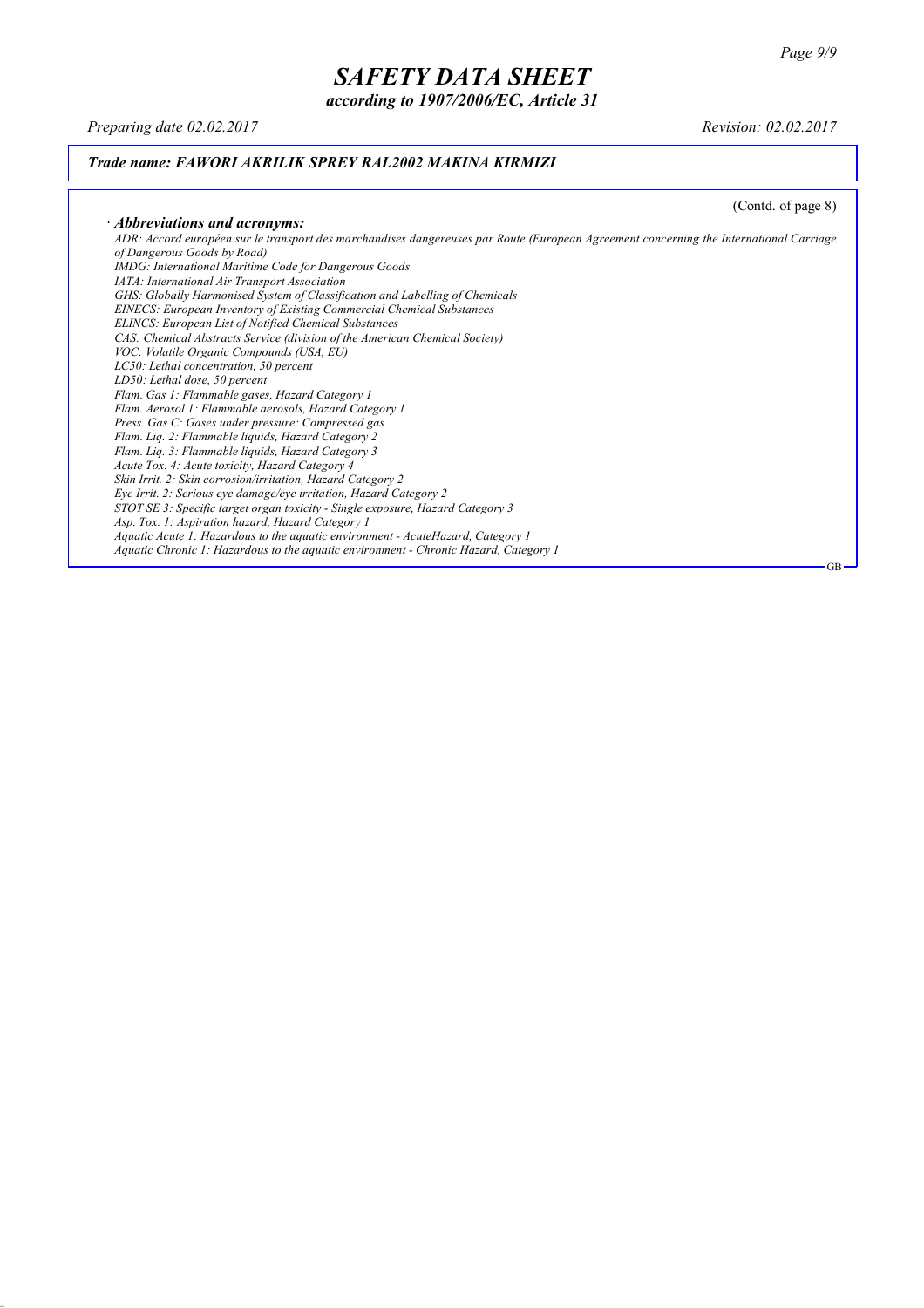(Contd. of page 8)

· ***Abbreviations and acronyms:***

*ADR: Accord européen sur le transport des marchandises dangereuses par Route (European Agreement concerning the International Carriage of Dangerous Goods by Road)*
*IMDG: International Maritime Code for Dangerous Goods*
*IATA: International Air Transport Association*
*GHS: Globally Harmonised System of Classification and Labelling of Chemicals*
*EINECS: European Inventory of Existing Commercial Chemical Substances*
*ELINCS: European List of Notified Chemical Substances*
*CAS: Chemical Abstracts Service (division of the American Chemical Society)*
*VOC: Volatile Organic Compounds (USA, EU)*
*LC50: Lethal concentration, 50 percent*
*LD50: Lethal dose, 50 percent*
*Flam. Gas 1: Flammable gases, Hazard Category 1*
*Flam. Aerosol 1: Flammable aerosols, Hazard Category 1*
*Press. Gas C: Gases under pressure: Compressed gas*
*Flam. Liq. 2: Flammable liquids, Hazard Category 2*
*Flam. Liq. 3: Flammable liquids, Hazard Category 3*
*Acute Tox. 4: Acute toxicity, Hazard Category 4*
*Skin Irrit. 2: Skin corrosion/irritation, Hazard Category 2*
*Eye Irrit. 2: Serious eye damage/eye irritation, Hazard Category 2*
*STOT SE 3: Specific target organ toxicity - Single exposure, Hazard Category 3*
*Asp. Tox. 1: Aspiration hazard, Hazard Category 1*
*Aquatic Acute 1: Hazardous to the aquatic environment - AcuteHazard, Category 1*
*Aquatic Chronic 1: Hazardous to the aquatic environment - Chronic Hazard, Category 1*

GB